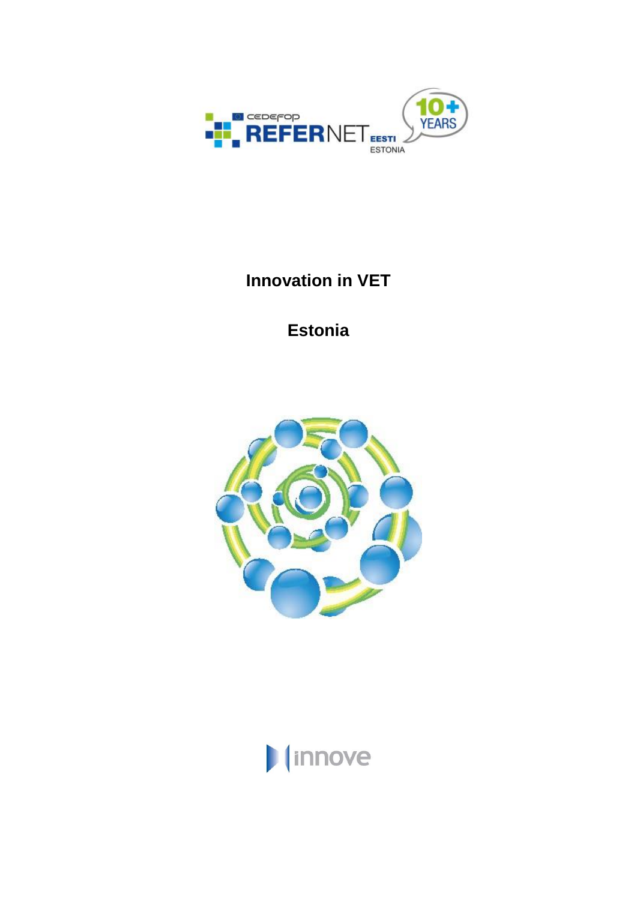# Innovation in VET

## Estonia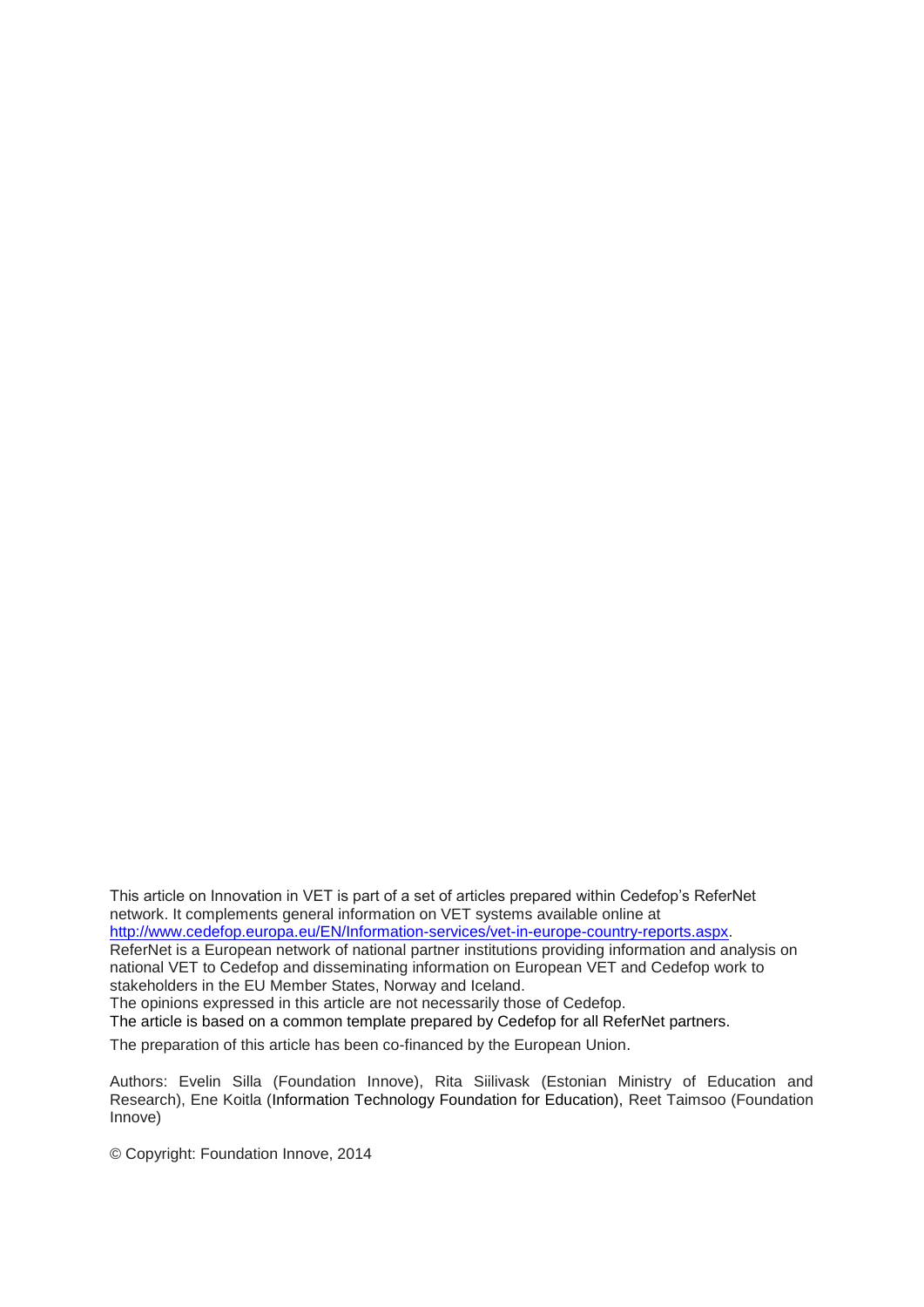This article on Innovation in VET is part of a set of articles prepared within Cedefop's ReferNet network. It complements general information on VET systems available online at [http://www.cedefop.europa.eu/EN/Information-services/vet-in-europe-country-reports.aspx](http://www.cedefop.europa.eu/EN/Information-services/vet-in-europe-country-reports.aspx).

ReferNet is a European network of national partner institutions providing information and analysis on national VET to Cedefop and disseminating information on European VET and Cedefop work to stakeholders in the EU Member States, Norway and Iceland.

The opinions expressed in this article are not necessarily those of Cedefop.

The article is based on a common template prepared by Cedefop for all ReferNet partners.

The preparation of this article has been co-financed by the European Union.

Authors: Evelin Silla (Foundation Innove), Rita Siilivask (Estonian Ministry of Education and Research), Ene Koitla (Information Technology Foundation for Education), Reet Taimsoo (Foundation Innove)

© Copyright: Foundation Innove, 2014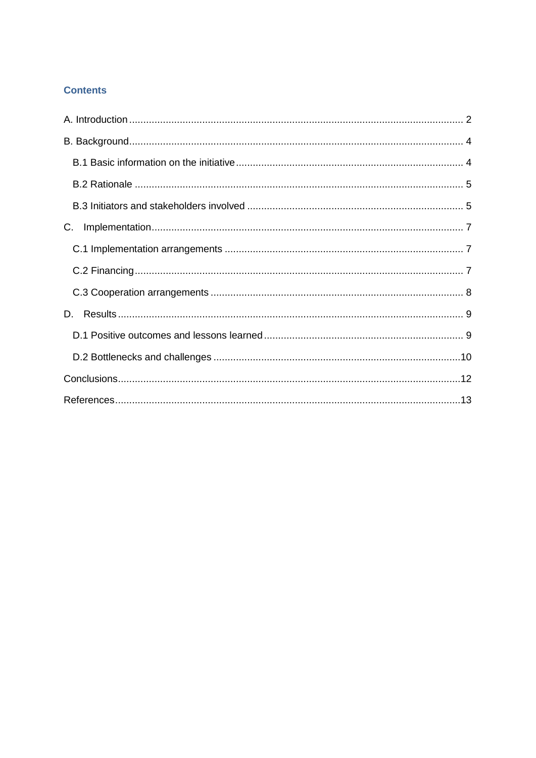## Contents

- A. Introduction ... 2
- B. Background ... 4
  - B.1 Basic information on the initiative ... 4
  - B.2 Rationale ... 5
  - B.3 Initiators and stakeholders involved ... 5
- C. Implementation ... 7
  - C.1 Implementation arrangements ... 7
  - C.2 Financing ... 7
  - C.3 Cooperation arrangements ... 8
- D. Results ... 9
  - D.1 Positive outcomes and lessons learned ... 9
  - D.2 Bottlenecks and challenges ... 10
- Conclusions ... 12
- References ... 13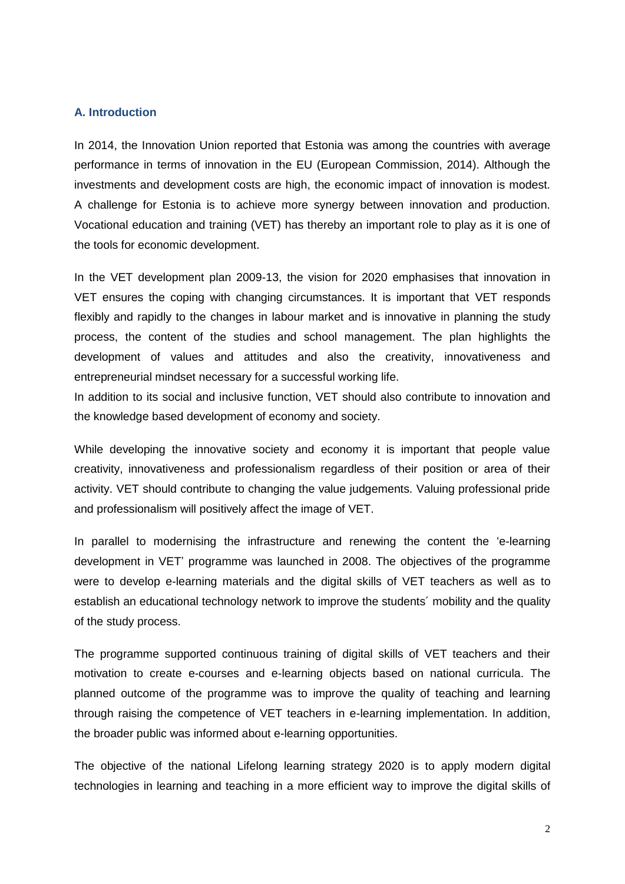## A. Introduction

In 2014, the Innovation Union reported that Estonia was among the countries with average performance in terms of innovation in the EU (European Commission, 2014). Although the investments and development costs are high, the economic impact of innovation is modest. A challenge for Estonia is to achieve more synergy between innovation and production. Vocational education and training (VET) has thereby an important role to play as it is one of the tools for economic development.

In the VET development plan 2009-13, the vision for 2020 emphasises that innovation in VET ensures the coping with changing circumstances. It is important that VET responds flexibly and rapidly to the changes in labour market and is innovative in planning the study process, the content of the studies and school management. The plan highlights the development of values and attitudes and also the creativity, innovativeness and entrepreneurial mindset necessary for a successful working life.

In addition to its social and inclusive function, VET should also contribute to innovation and the knowledge based development of economy and society.

While developing the innovative society and economy it is important that people value creativity, innovativeness and professionalism regardless of their position or area of their activity. VET should contribute to changing the value judgements. Valuing professional pride and professionalism will positively affect the image of VET.

In parallel to modernising the infrastructure and renewing the content the 'e-learning development in VET' programme was launched in 2008. The objectives of the programme were to develop e-learning materials and the digital skills of VET teachers as well as to establish an educational technology network to improve the students´ mobility and the quality of the study process.

The programme supported continuous training of digital skills of VET teachers and their motivation to create e-courses and e-learning objects based on national curricula. The planned outcome of the programme was to improve the quality of teaching and learning through raising the competence of VET teachers in e-learning implementation. In addition, the broader public was informed about e-learning opportunities.

The objective of the national Lifelong learning strategy 2020 is to apply modern digital technologies in learning and teaching in a more efficient way to improve the digital skills of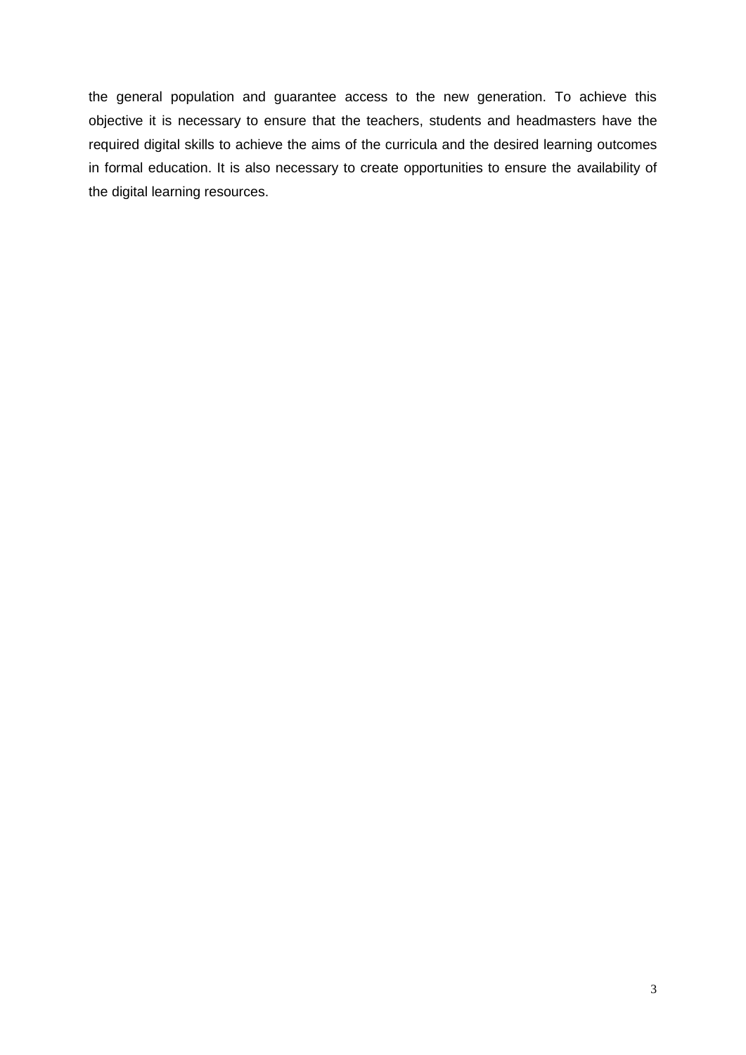the general population and guarantee access to the new generation. To achieve this objective it is necessary to ensure that the teachers, students and headmasters have the required digital skills to achieve the aims of the curricula and the desired learning outcomes in formal education. It is also necessary to create opportunities to ensure the availability of the digital learning resources.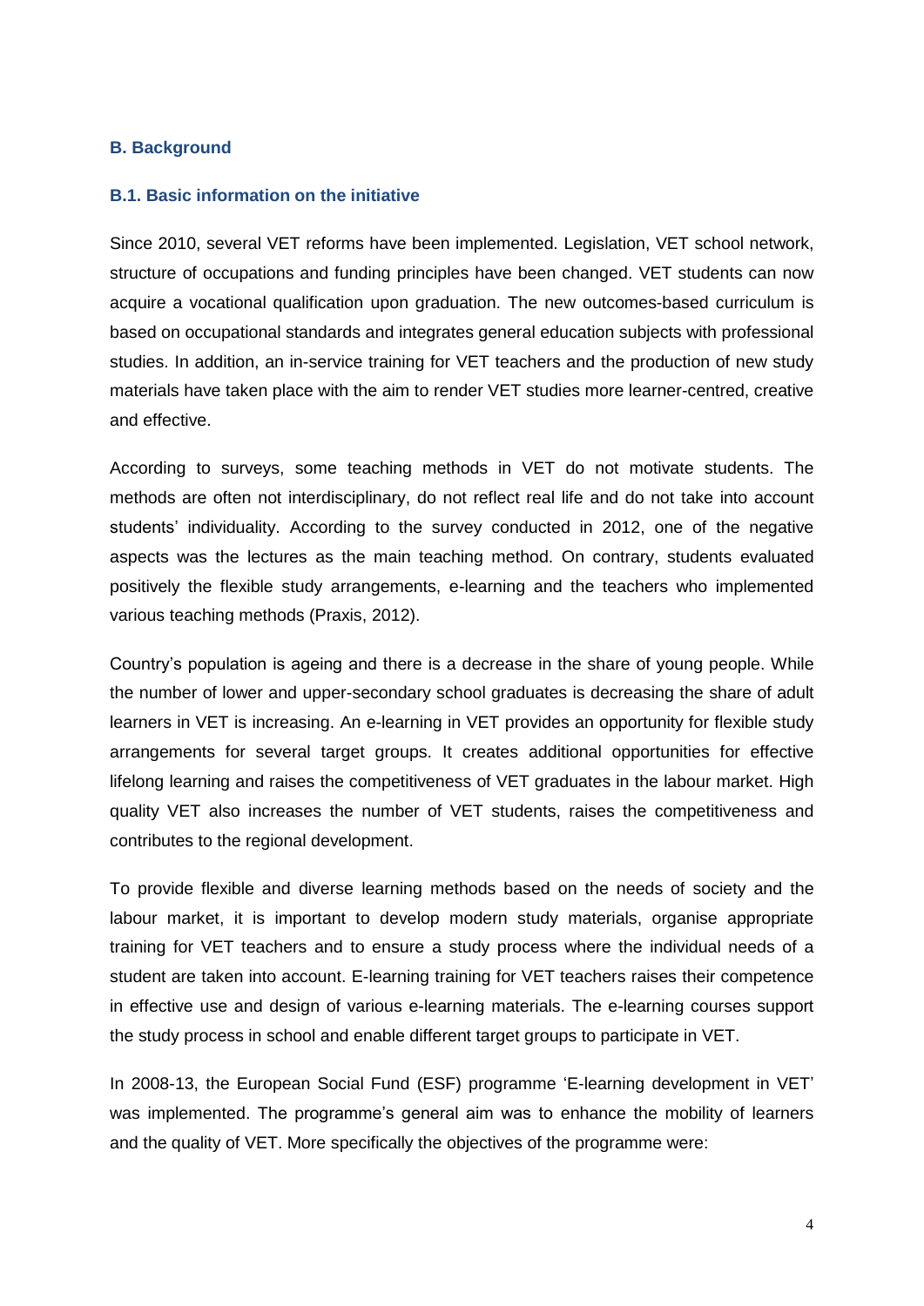## B. Background

### B.1. Basic information on the initiative

Since 2010, several VET reforms have been implemented. Legislation, VET school network, structure of occupations and funding principles have been changed. VET students can now acquire a vocational qualification upon graduation. The new outcomes-based curriculum is based on occupational standards and integrates general education subjects with professional studies. In addition, an in-service training for VET teachers and the production of new study materials have taken place with the aim to render VET studies more learner-centred, creative and effective.

According to surveys, some teaching methods in VET do not motivate students. The methods are often not interdisciplinary, do not reflect real life and do not take into account students' individuality. According to the survey conducted in 2012, one of the negative aspects was the lectures as the main teaching method. On contrary, students evaluated positively the flexible study arrangements, e-learning and the teachers who implemented various teaching methods (Praxis, 2012).

Country's population is ageing and there is a decrease in the share of young people. While the number of lower and upper-secondary school graduates is decreasing the share of adult learners in VET is increasing. An e-learning in VET provides an opportunity for flexible study arrangements for several target groups. It creates additional opportunities for effective lifelong learning and raises the competitiveness of VET graduates in the labour market. High quality VET also increases the number of VET students, raises the competitiveness and contributes to the regional development.

To provide flexible and diverse learning methods based on the needs of society and the labour market, it is important to develop modern study materials, organise appropriate training for VET teachers and to ensure a study process where the individual needs of a student are taken into account. E-learning training for VET teachers raises their competence in effective use and design of various e-learning materials. The e-learning courses support the study process in school and enable different target groups to participate in VET.

In 2008-13, the European Social Fund (ESF) programme 'E-learning development in VET' was implemented. The programme's general aim was to enhance the mobility of learners and the quality of VET. More specifically the objectives of the programme were: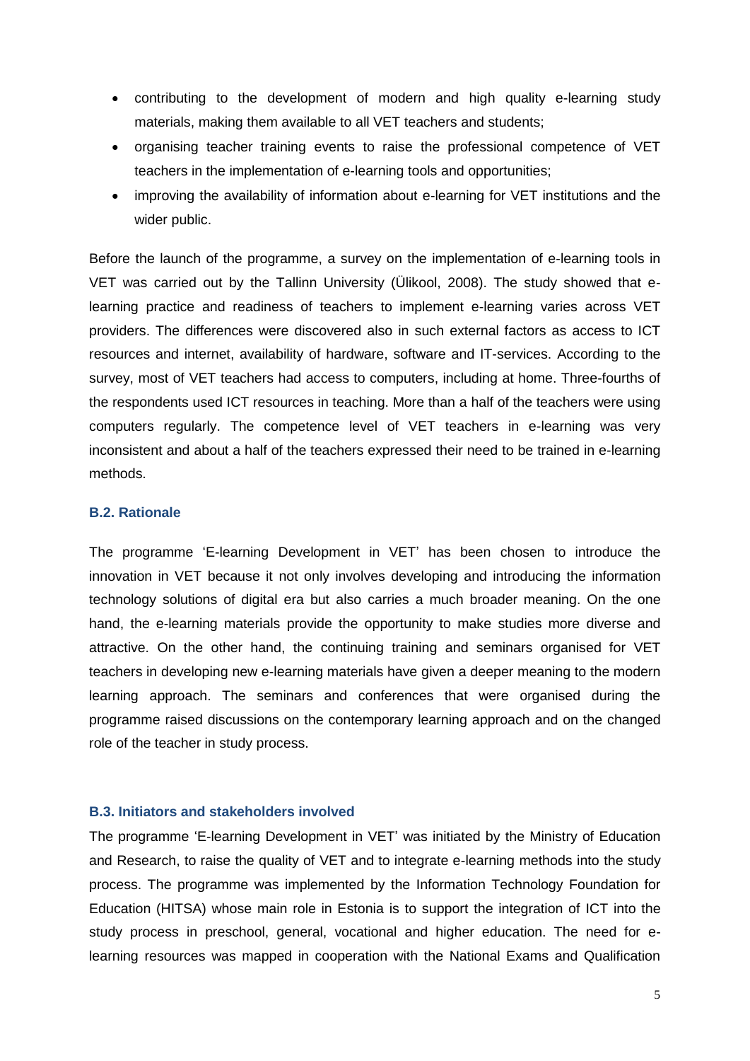- contributing to the development of modern and high quality e-learning study materials, making them available to all VET teachers and students;
- organising teacher training events to raise the professional competence of VET teachers in the implementation of e-learning tools and opportunities;
- improving the availability of information about e-learning for VET institutions and the wider public.

Before the launch of the programme, a survey on the implementation of e-learning tools in VET was carried out by the Tallinn University (Ülikool, 2008). The study showed that e-learning practice and readiness of teachers to implement e-learning varies across VET providers. The differences were discovered also in such external factors as access to ICT resources and internet, availability of hardware, software and IT-services. According to the survey, most of VET teachers had access to computers, including at home. Three-fourths of the respondents used ICT resources in teaching. More than a half of the teachers were using computers regularly. The competence level of VET teachers in e-learning was very inconsistent and about a half of the teachers expressed their need to be trained in e-learning methods.

### B.2. Rationale

The programme 'E-learning Development in VET' has been chosen to introduce the innovation in VET because it not only involves developing and introducing the information technology solutions of digital era but also carries a much broader meaning. On the one hand, the e-learning materials provide the opportunity to make studies more diverse and attractive. On the other hand, the continuing training and seminars organised for VET teachers in developing new e-learning materials have given a deeper meaning to the modern learning approach. The seminars and conferences that were organised during the programme raised discussions on the contemporary learning approach and on the changed role of the teacher in study process.

### B.3. Initiators and stakeholders involved

The programme 'E-learning Development in VET' was initiated by the Ministry of Education and Research, to raise the quality of VET and to integrate e-learning methods into the study process. The programme was implemented by the Information Technology Foundation for Education (HITSA) whose main role in Estonia is to support the integration of ICT into the study process in preschool, general, vocational and higher education. The need for e-learning resources was mapped in cooperation with the National Exams and Qualification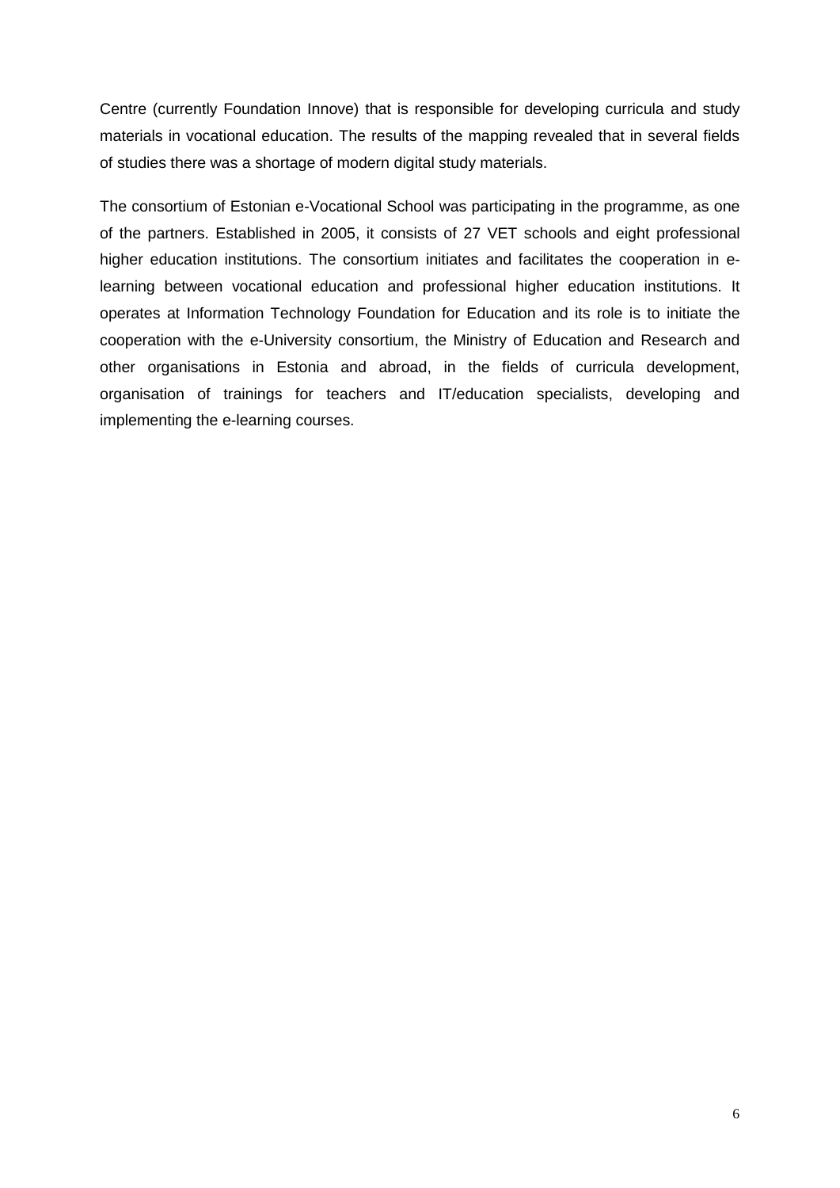Centre (currently Foundation Innove) that is responsible for developing curricula and study materials in vocational education. The results of the mapping revealed that in several fields of studies there was a shortage of modern digital study materials.

The consortium of Estonian e-Vocational School was participating in the programme, as one of the partners. Established in 2005, it consists of 27 VET schools and eight professional higher education institutions. The consortium initiates and facilitates the cooperation in e-learning between vocational education and professional higher education institutions. It operates at Information Technology Foundation for Education and its role is to initiate the cooperation with the e-University consortium, the Ministry of Education and Research and other organisations in Estonia and abroad, in the fields of curricula development, organisation of trainings for teachers and IT/education specialists, developing and implementing the e-learning courses.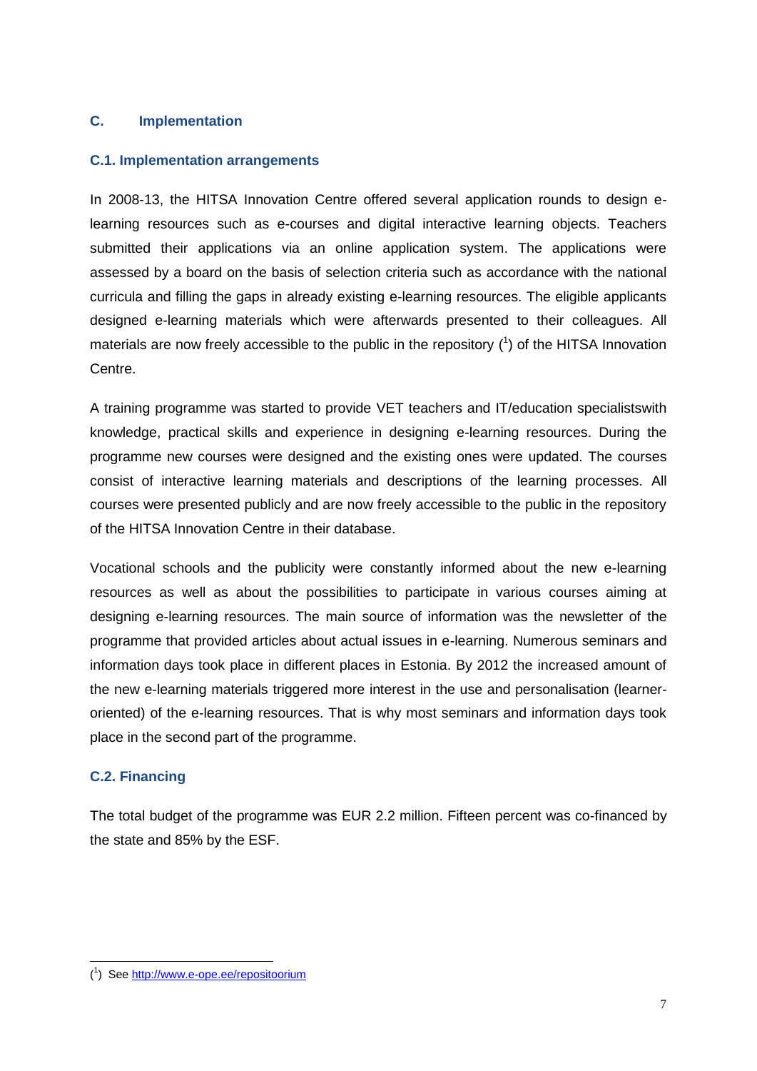## C. Implementation

### C.1. Implementation arrangements

In 2008-13, the HITSA Innovation Centre offered several application rounds to design e-learning resources such as e-courses and digital interactive learning objects. Teachers submitted their applications via an online application system. The applications were assessed by a board on the basis of selection criteria such as accordance with the national curricula and filling the gaps in already existing e-learning resources. The eligible applicants designed e-learning materials which were afterwards presented to their colleagues. All materials are now freely accessible to the public in the repository ([1]) of the HITSA Innovation Centre.

A training programme was started to provide VET teachers and IT/education specialistswith knowledge, practical skills and experience in designing e-learning resources. During the programme new courses were designed and the existing ones were updated. The courses consist of interactive learning materials and descriptions of the learning processes. All courses were presented publicly and are now freely accessible to the public in the repository of the HITSA Innovation Centre in their database.

Vocational schools and the publicity were constantly informed about the new e-learning resources as well as about the possibilities to participate in various courses aiming at designing e-learning resources. The main source of information was the newsletter of the programme that provided articles about actual issues in e-learning. Numerous seminars and information days took place in different places in Estonia. By 2012 the increased amount of the new e-learning materials triggered more interest in the use and personalisation (learner-oriented) of the e-learning resources. That is why most seminars and information days took place in the second part of the programme.

### C.2. Financing

The total budget of the programme was EUR 2.2 million. Fifteen percent was co-financed by the state and 85% by the ESF.

([1]) See http://www.e-ope.ee/repositoorium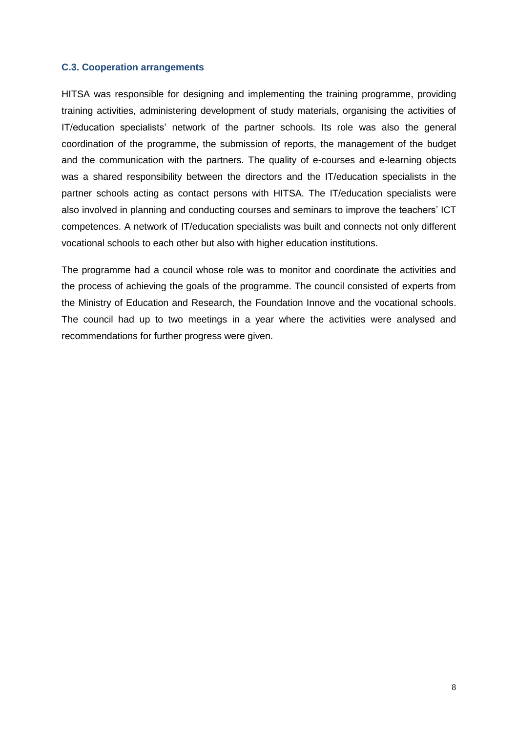### C.3. Cooperation arrangements

HITSA was responsible for designing and implementing the training programme, providing training activities, administering development of study materials, organising the activities of IT/education specialists' network of the partner schools. Its role was also the general coordination of the programme, the submission of reports, the management of the budget and the communication with the partners. The quality of e-courses and e-learning objects was a shared responsibility between the directors and the IT/education specialists in the partner schools acting as contact persons with HITSA. The IT/education specialists were also involved in planning and conducting courses and seminars to improve the teachers' ICT competences. A network of IT/education specialists was built and connects not only different vocational schools to each other but also with higher education institutions.

The programme had a council whose role was to monitor and coordinate the activities and the process of achieving the goals of the programme. The council consisted of experts from the Ministry of Education and Research, the Foundation Innove and the vocational schools. The council had up to two meetings in a year where the activities were analysed and recommendations for further progress were given.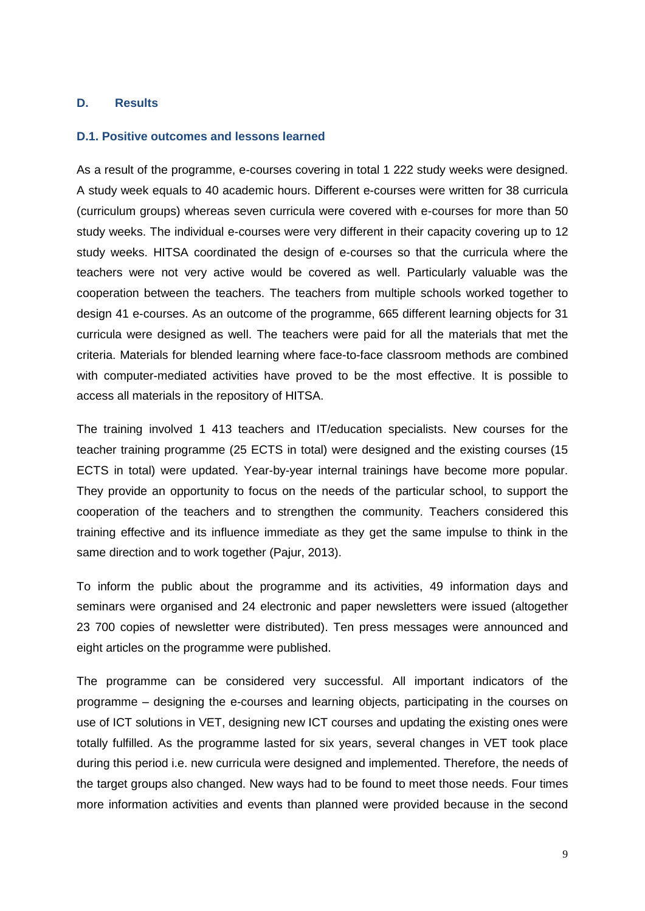## D. Results

### D.1. Positive outcomes and lessons learned

As a result of the programme, e-courses covering in total 1 222 study weeks were designed. A study week equals to 40 academic hours. Different e-courses were written for 38 curricula (curriculum groups) whereas seven curricula were covered with e-courses for more than 50 study weeks. The individual e-courses were very different in their capacity covering up to 12 study weeks. HITSA coordinated the design of e-courses so that the curricula where the teachers were not very active would be covered as well. Particularly valuable was the cooperation between the teachers. The teachers from multiple schools worked together to design 41 e-courses. As an outcome of the programme, 665 different learning objects for 31 curricula were designed as well. The teachers were paid for all the materials that met the criteria. Materials for blended learning where face-to-face classroom methods are combined with computer-mediated activities have proved to be the most effective. It is possible to access all materials in the repository of HITSA.

The training involved 1 413 teachers and IT/education specialists. New courses for the teacher training programme (25 ECTS in total) were designed and the existing courses (15 ECTS in total) were updated. Year-by-year internal trainings have become more popular. They provide an opportunity to focus on the needs of the particular school, to support the cooperation of the teachers and to strengthen the community. Teachers considered this training effective and its influence immediate as they get the same impulse to think in the same direction and to work together (Pajur, 2013).

To inform the public about the programme and its activities, 49 information days and seminars were organised and 24 electronic and paper newsletters were issued (altogether 23 700 copies of newsletter were distributed). Ten press messages were announced and eight articles on the programme were published.

The programme can be considered very successful. All important indicators of the programme – designing the e-courses and learning objects, participating in the courses on use of ICT solutions in VET, designing new ICT courses and updating the existing ones were totally fulfilled. As the programme lasted for six years, several changes in VET took place during this period i.e. new curricula were designed and implemented. Therefore, the needs of the target groups also changed. New ways had to be found to meet those needs. Four times more information activities and events than planned were provided because in the second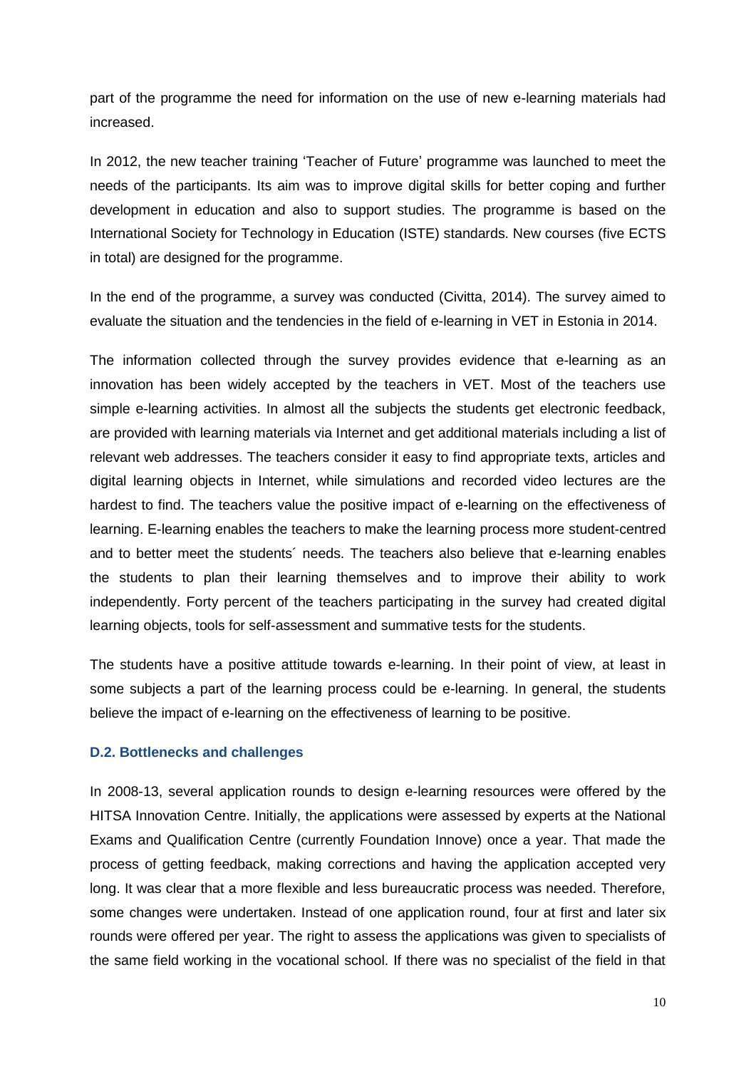part of the programme the need for information on the use of new e-learning materials had increased.

In 2012, the new teacher training 'Teacher of Future' programme was launched to meet the needs of the participants. Its aim was to improve digital skills for better coping and further development in education and also to support studies. The programme is based on the International Society for Technology in Education (ISTE) standards. New courses (five ECTS in total) are designed for the programme.

In the end of the programme, a survey was conducted (Civitta, 2014). The survey aimed to evaluate the situation and the tendencies in the field of e-learning in VET in Estonia in 2014.

The information collected through the survey provides evidence that e-learning as an innovation has been widely accepted by the teachers in VET. Most of the teachers use simple e-learning activities. In almost all the subjects the students get electronic feedback, are provided with learning materials via Internet and get additional materials including a list of relevant web addresses. The teachers consider it easy to find appropriate texts, articles and digital learning objects in Internet, while simulations and recorded video lectures are the hardest to find. The teachers value the positive impact of e-learning on the effectiveness of learning. E-learning enables the teachers to make the learning process more student-centred and to better meet the students´ needs. The teachers also believe that e-learning enables the students to plan their learning themselves and to improve their ability to work independently. Forty percent of the teachers participating in the survey had created digital learning objects, tools for self-assessment and summative tests for the students.

The students have a positive attitude towards e-learning. In their point of view, at least in some subjects a part of the learning process could be e-learning. In general, the students believe the impact of e-learning on the effectiveness of learning to be positive.

### D.2. Bottlenecks and challenges

In 2008-13, several application rounds to design e-learning resources were offered by the HITSA Innovation Centre. Initially, the applications were assessed by experts at the National Exams and Qualification Centre (currently Foundation Innove) once a year. That made the process of getting feedback, making corrections and having the application accepted very long. It was clear that a more flexible and less bureaucratic process was needed. Therefore, some changes were undertaken. Instead of one application round, four at first and later six rounds were offered per year. The right to assess the applications was given to specialists of the same field working in the vocational school. If there was no specialist of the field in that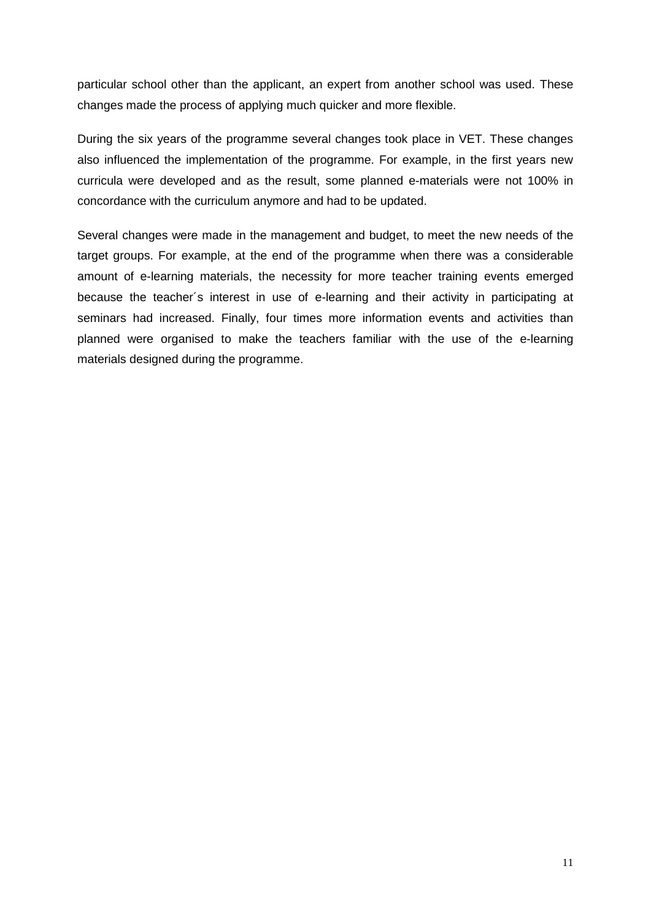particular school other than the applicant, an expert from another school was used. These changes made the process of applying much quicker and more flexible.

During the six years of the programme several changes took place in VET. These changes also influenced the implementation of the programme. For example, in the first years new curricula were developed and as the result, some planned e-materials were not 100% in concordance with the curriculum anymore and had to be updated.

Several changes were made in the management and budget, to meet the new needs of the target groups. For example, at the end of the programme when there was a considerable amount of e-learning materials, the necessity for more teacher training events emerged because the teacher´s interest in use of e-learning and their activity in participating at seminars had increased. Finally, four times more information events and activities than planned were organised to make the teachers familiar with the use of the e-learning materials designed during the programme.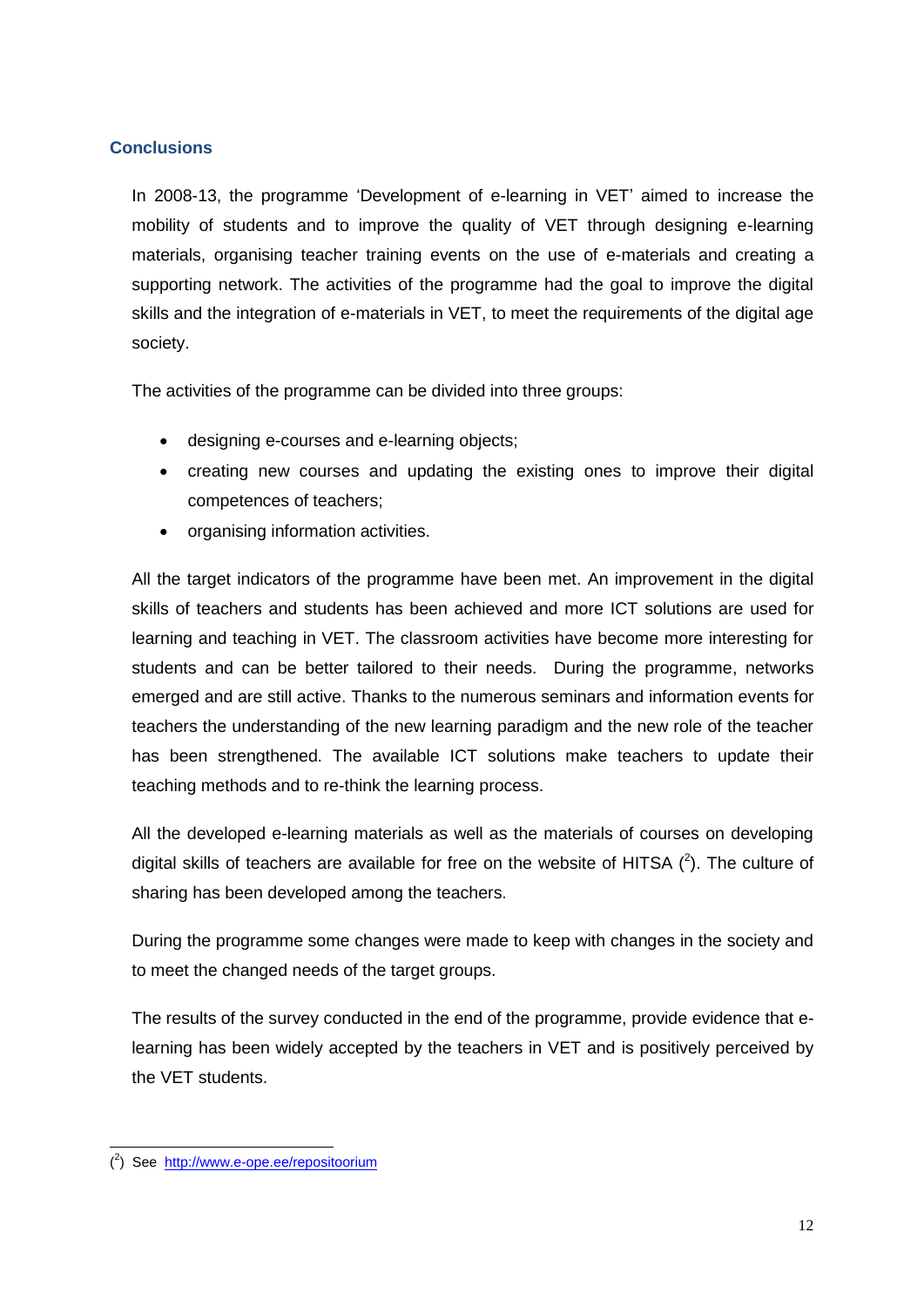## Conclusions

In 2008-13, the programme 'Development of e-learning in VET' aimed to increase the mobility of students and to improve the quality of VET through designing e-learning materials, organising teacher training events on the use of e-materials and creating a supporting network. The activities of the programme had the goal to improve the digital skills and the integration of e-materials in VET, to meet the requirements of the digital age society.

The activities of the programme can be divided into three groups:

- designing e-courses and e-learning objects;
- creating new courses and updating the existing ones to improve their digital competences of teachers;
- organising information activities.

All the target indicators of the programme have been met. An improvement in the digital skills of teachers and students has been achieved and more ICT solutions are used for learning and teaching in VET. The classroom activities have become more interesting for students and can be better tailored to their needs. During the programme, networks emerged and are still active. Thanks to the numerous seminars and information events for teachers the understanding of the new learning paradigm and the new role of the teacher has been strengthened. The available ICT solutions make teachers to update their teaching methods and to re-think the learning process.

All the developed e-learning materials as well as the materials of courses on developing digital skills of teachers are available for free on the website of HITSA ([2]). The culture of sharing has been developed among the teachers.

During the programme some changes were made to keep with changes in the society and to meet the changed needs of the target groups.

The results of the survey conducted in the end of the programme, provide evidence that e-learning has been widely accepted by the teachers in VET and is positively perceived by the VET students.

---

([2]) See http://www.e-ope.ee/repositoorium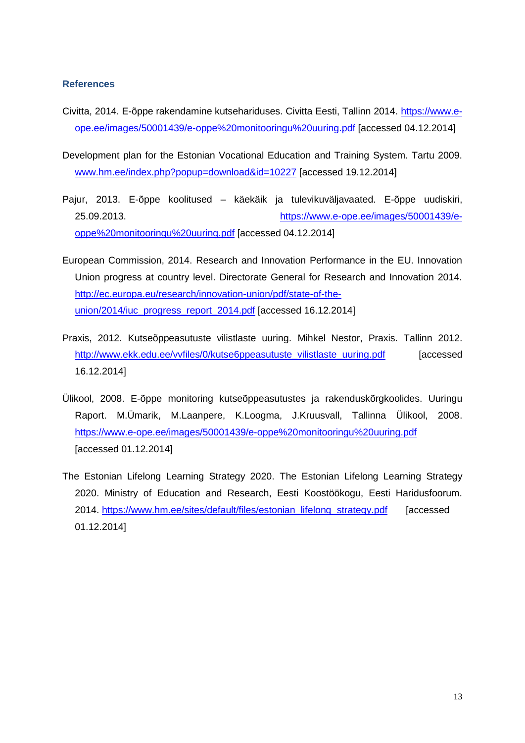## References

Civitta, 2014. E-õppe rakendamine kutsehariduses. Civitta Eesti, Tallinn 2014. https://www.e-ope.ee/images/50001439/e-oppe%20monitooringu%20uuring.pdf [accessed 04.12.2014]

Development plan for the Estonian Vocational Education and Training System. Tartu 2009. www.hm.ee/index.php?popup=download&id=10227 [accessed 19.12.2014]

Pajur, 2013. E-õppe koolitused – käekäik ja tulevikuväljavaated. E-õppe uudiskiri, 25.09.2013. https://www.e-ope.ee/images/50001439/e-oppe%20monitooringu%20uuring.pdf [accessed 04.12.2014]

European Commission, 2014. Research and Innovation Performance in the EU. Innovation Union progress at country level. Directorate General for Research and Innovation 2014. http://ec.europa.eu/research/innovation-union/pdf/state-of-the-union/2014/iuc_progress_report_2014.pdf [accessed 16.12.2014]

Praxis, 2012. Kutseõppeasutuste vilistlaste uuring. Mihkel Nestor, Praxis. Tallinn 2012. http://www.ekk.edu.ee/vvfiles/0/kutse6ppeasutuste_vilistlaste_uuring.pdf [accessed 16.12.2014]

Ülikool, 2008. E-õppe monitoring kutseõppeasutustes ja rakenduskõrgkoolides. Uuringu Raport. M.Ümarik, M.Laanpere, K.Loogma, J.Kruusvall, Tallinna Ülikool, 2008. https://www.e-ope.ee/images/50001439/e-oppe%20monitooringu%20uuring.pdf [accessed 01.12.2014]

The Estonian Lifelong Learning Strategy 2020. The Estonian Lifelong Learning Strategy 2020. Ministry of Education and Research, Eesti Koostöökogu, Eesti Haridusfoorum. 2014. https://www.hm.ee/sites/default/files/estonian_lifelong_strategy.pdf [accessed 01.12.2014]